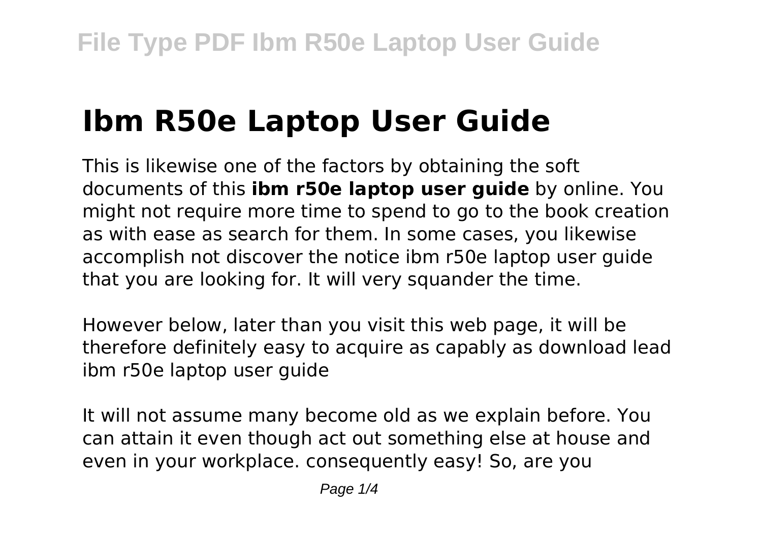# Ibm R50e Laptop User Guide

This is likewise one of the factors by obtaining the soft documents of this **ibm r50e laptop user guide** by online. You might not require more time to spend to go to the book creation as with ease as search for them. In some cases, you likewise accomplish not discover the notice ibm r50e laptop user guide that you are looking for. It will very squander the time.

However below, later than you visit this web page, it will be therefore definitely easy to acquire as capably as download lead ibm r50e laptop user guide

It will not assume many become old as we explain before. You can attain it even though act out something else at house and even in your workplace. consequently easy! So, are you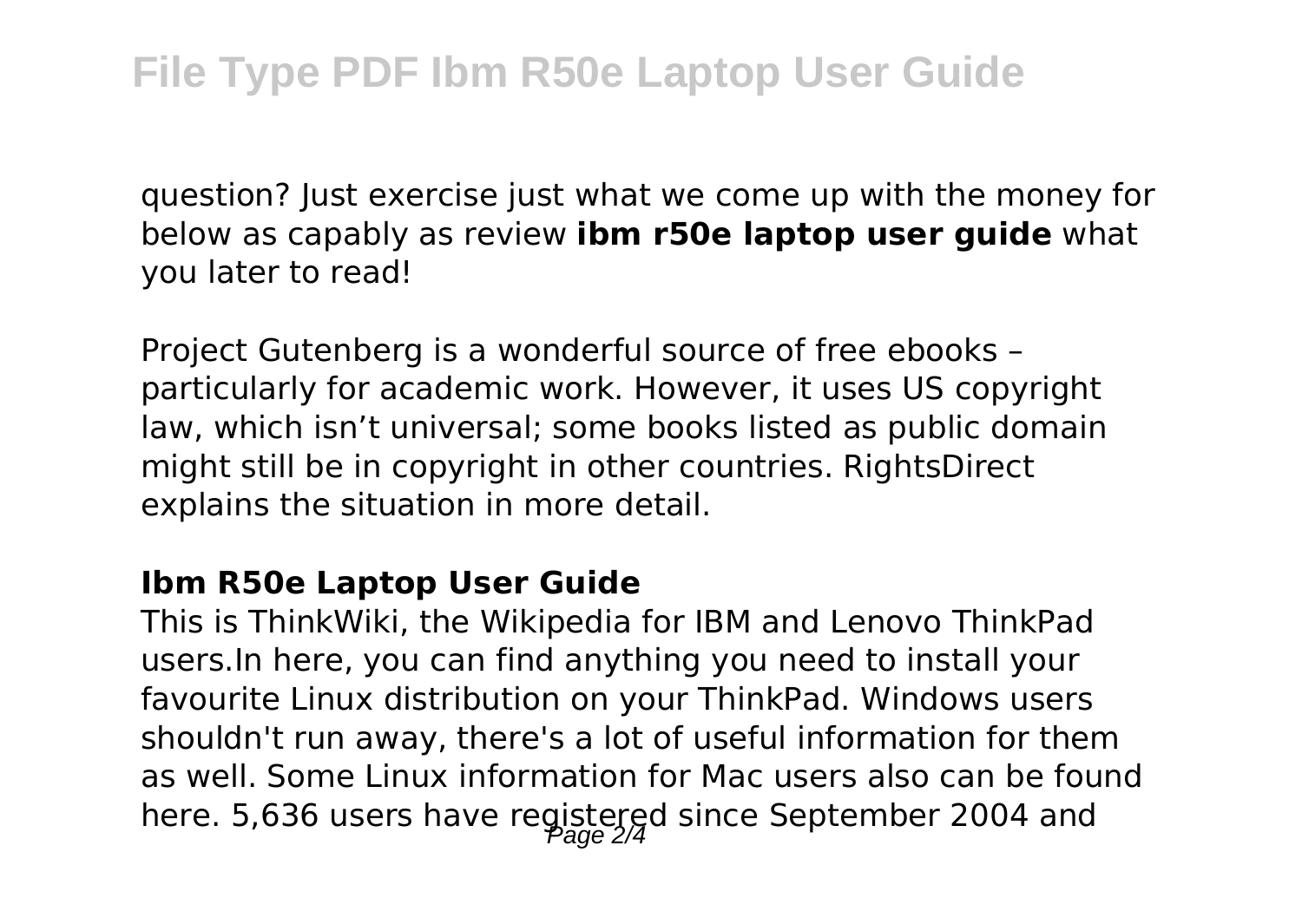question? Just exercise just what we come up with the money for below as capably as review **ibm r50e laptop user guide** what you later to read!

Project Gutenberg is a wonderful source of free ebooks – particularly for academic work. However, it uses US copyright law, which isn't universal; some books listed as public domain might still be in copyright in other countries. RightsDirect explains the situation in more detail.

### Ibm R50e Laptop User Guide

This is ThinkWiki, the Wikipedia for IBM and Lenovo ThinkPad users.In here, you can find anything you need to install your favourite Linux distribution on your ThinkPad. Windows users shouldn't run away, there's a lot of useful information for them as well. Some Linux information for Mac users also can be found here. 5,636 users have registered since September 2004 and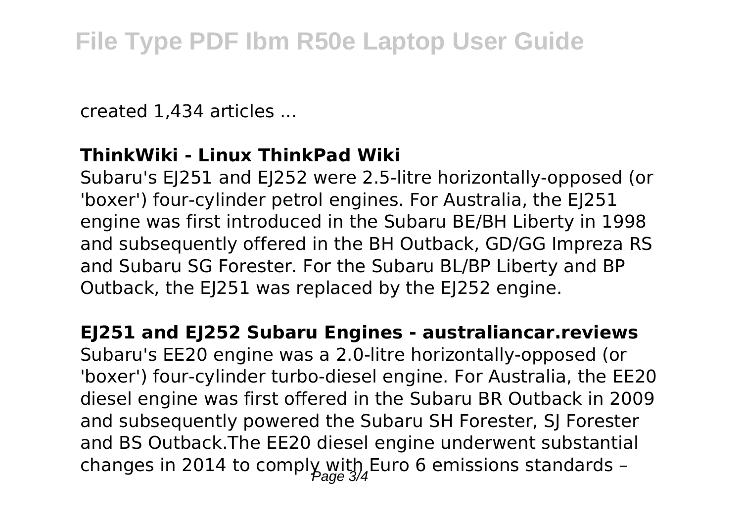created 1,434 articles ...

**ThinkWiki - Linux ThinkPad Wiki**

Subaru's EJ251 and EJ252 were 2.5-litre horizontally-opposed (or 'boxer') four-cylinder petrol engines. For Australia, the EJ251 engine was first introduced in the Subaru BE/BH Liberty in 1998 and subsequently offered in the BH Outback, GD/GG Impreza RS and Subaru SG Forester. For the Subaru BL/BP Liberty and BP Outback, the EJ251 was replaced by the EJ252 engine.

**EJ251 and EJ252 Subaru Engines - australiancar.reviews**

Subaru's EE20 engine was a 2.0-litre horizontally-opposed (or 'boxer') four-cylinder turbo-diesel engine. For Australia, the EE20 diesel engine was first offered in the Subaru BR Outback in 2009 and subsequently powered the Subaru SH Forester, SJ Forester and BS Outback.The EE20 diesel engine underwent substantial changes in 2014 to comply with Euro 6 emissions standards –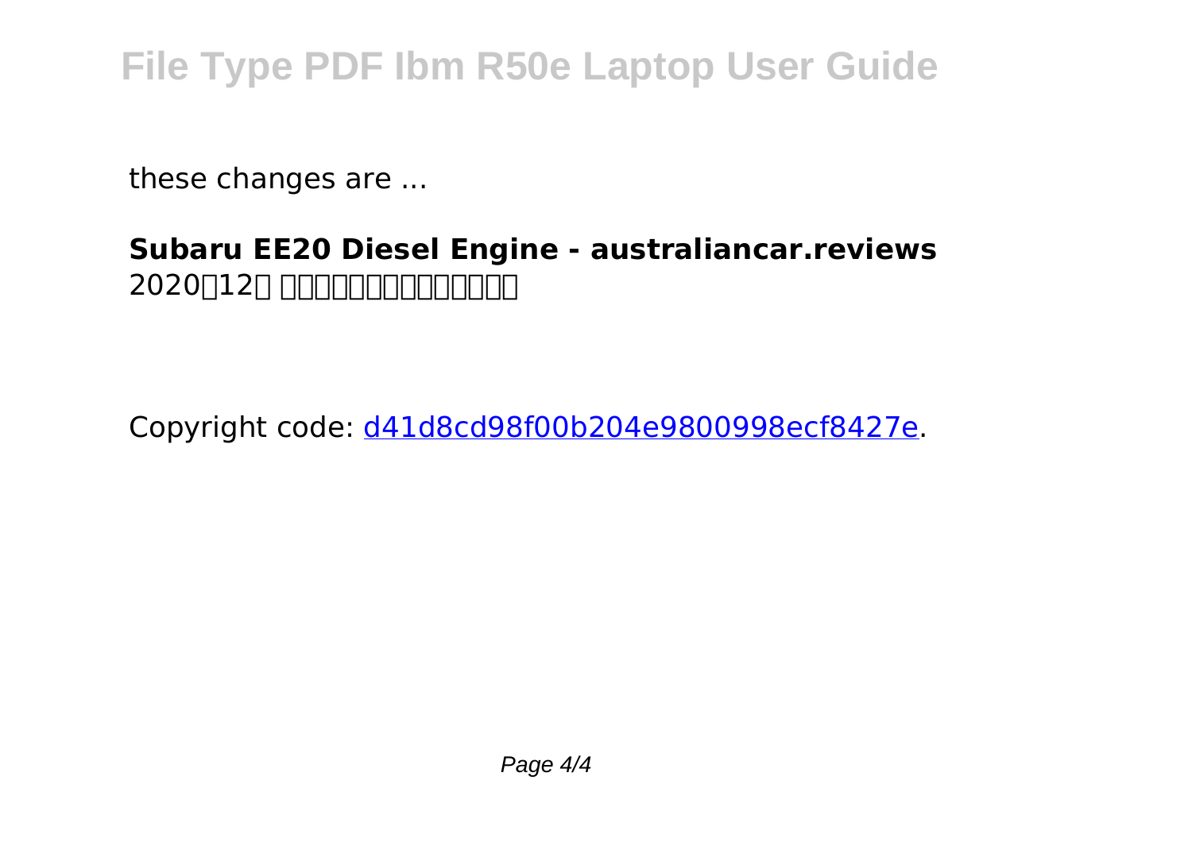these changes are ...

**Subaru EE20 Diesel Engine - australiancar.reviews**
2020□12□ □□□□□□□□□□□□□□

Copyright code: [d41d8cd98f00b204e9800998ecf8427e](#).